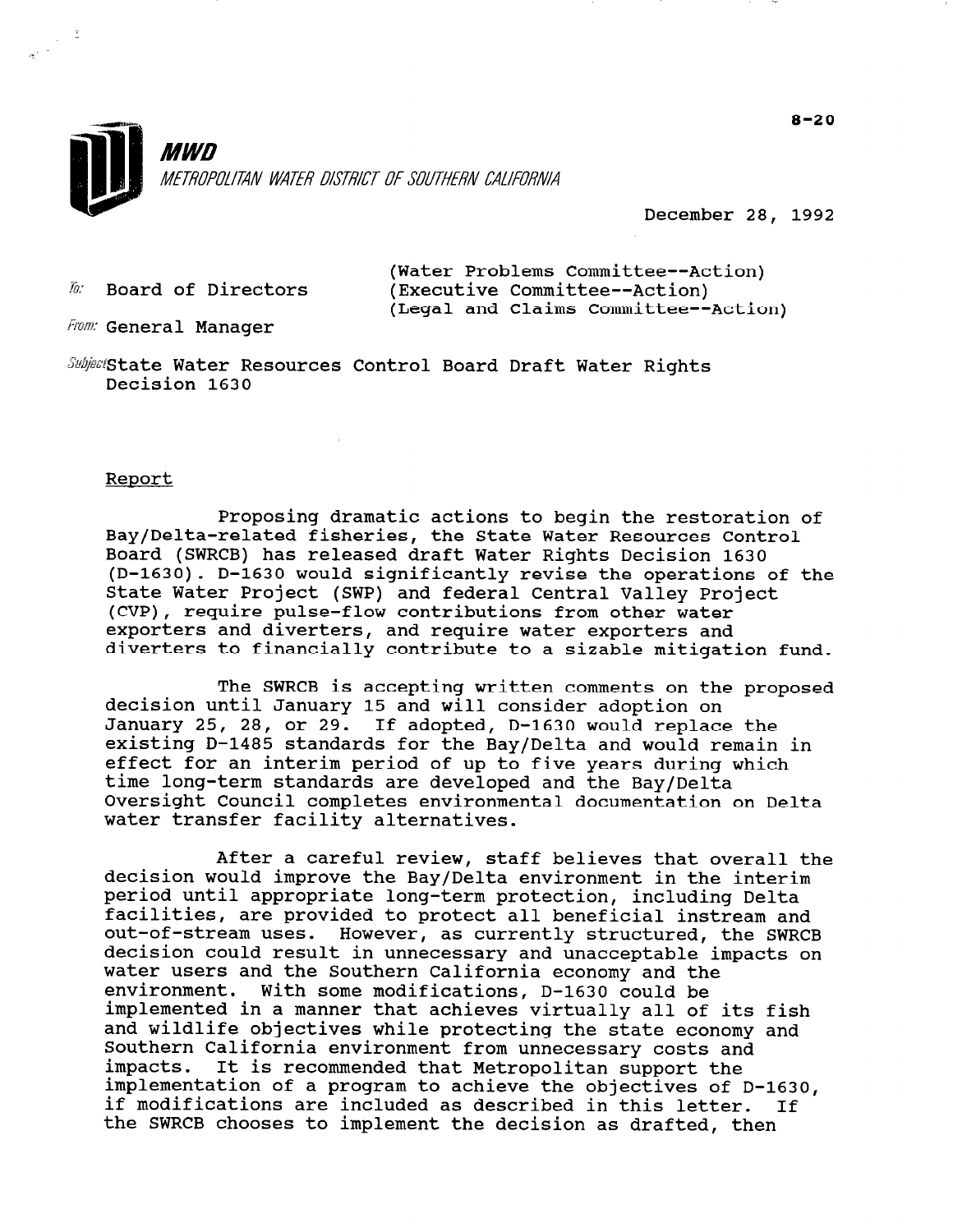8-20

**MWD**

*METROPOLITAN WATER DISTRICT OF SOUTHERN CALIFORNIA*

December 28, 1992

To: Board of Directors

(Water Problems Committee--Action)
(Executive Committee--Action)
(Legal and Claims Committee--Action)

From: General Manager

Subject: State Water Resources Control Board Draft Water Rights Decision 1630

Report

Proposing dramatic actions to begin the restoration of Bay/Delta-related fisheries, the State Water Resources Control Board (SWRCB) has released draft Water Rights Decision 1630 (D-1630). D-1630 would significantly revise the operations of the State Water Project (SWP) and federal Central Valley Project (CVP), require pulse-flow contributions from other water exporters and diverters, and require water exporters and diverters to financially contribute to a sizable mitigation fund.

The SWRCB is accepting written comments on the proposed decision until January 15 and will consider adoption on January 25, 28, or 29. If adopted, D-1630 would replace the existing D-1485 standards for the Bay/Delta and would remain in effect for an interim period of up to five years during which time long-term standards are developed and the Bay/Delta Oversight Council completes environmental documentation on Delta water transfer facility alternatives.

After a careful review, staff believes that overall the decision would improve the Bay/Delta environment in the interim period until appropriate long-term protection, including Delta facilities, are provided to protect all beneficial instream and out-of-stream uses. However, as currently structured, the SWRCB decision could result in unnecessary and unacceptable impacts on water users and the Southern California economy and the environment. With some modifications, D-1630 could be implemented in a manner that achieves virtually all of its fish and wildlife objectives while protecting the state economy and Southern California environment from unnecessary costs and impacts. It is recommended that Metropolitan support the implementation of a program to achieve the objectives of D-1630, if modifications are included as described in this letter. If the SWRCB chooses to implement the decision as drafted, then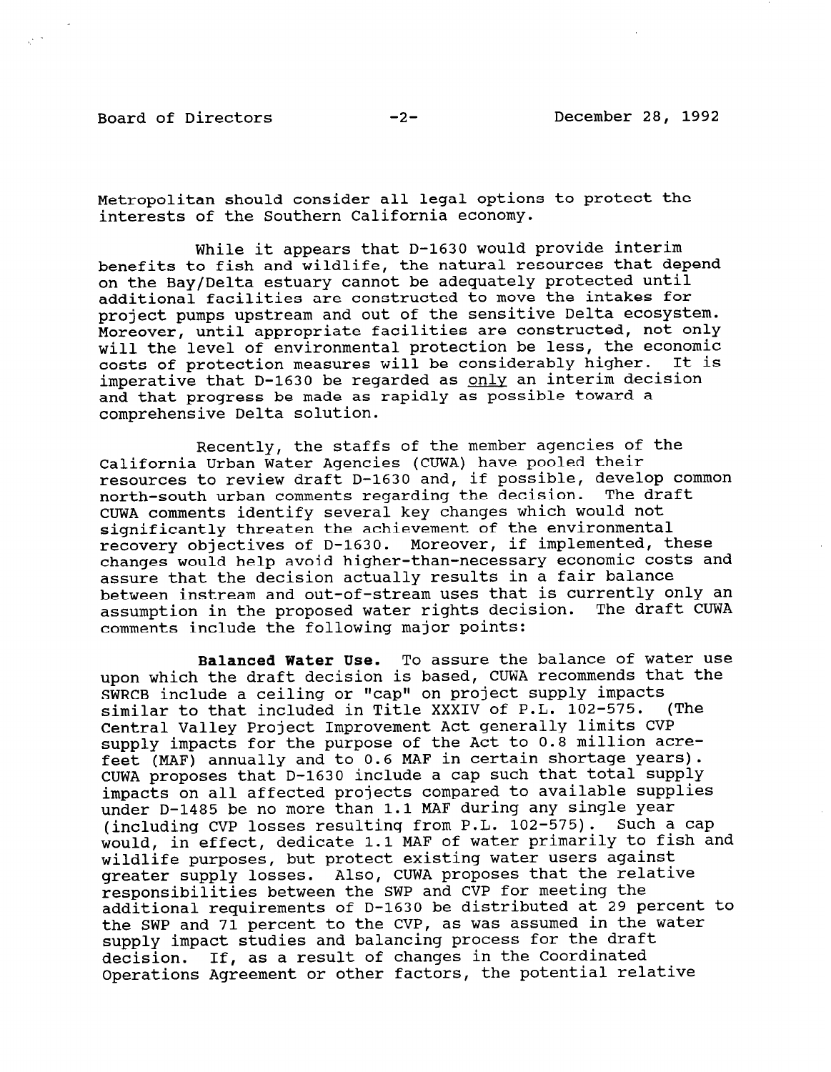Metropolitan should consider all legal options to protect the interests of the Southern California economy.

While it appears that D-1630 would provide interim benefits to fish and wildlife, the natural resources that depend on the Bay/Delta estuary cannot be adequately protected until additional facilities are constructed to move the intakes for project pumps upstream and out of the sensitive Delta ecosystem. Moreover, until appropriate facilities are constructed, not only will the level of environmental protection be less, the economic costs of protection measures will be considerably higher. It is imperative that D-1630 be regarded as _only_ an interim decision and that progress be made as rapidly as possible toward a comprehensive Delta solution.

Recently, the staffs of the member agencies of the California Urban Water Agencies (CUWA) have pooled their resources to review draft D-1630 and, if possible, develop common north-south urban comments regarding the decision. The draft CUWA comments identify several key changes which would not significantly threaten the achievement of the environmental recovery objectives of D-1630. Moreover, if implemented, these changes would help avoid higher-than-necessary economic costs and assure that the decision actually results in a fair balance between instream and out-of-stream uses that is currently only an assumption in the proposed water rights decision. The draft CUWA comments include the following major points:

**Balanced Water Use.** To assure the balance of water use upon which the draft decision is based, CUWA recommends that the SWRCB include a ceiling or "cap" on project supply impacts similar to that included in Title XXXIV of P.L. 102-575. (The Central Valley Project Improvement Act generally limits CVP supply impacts for the purpose of the Act to 0.8 million acre-feet (MAF) annually and to 0.6 MAF in certain shortage years). CUWA proposes that D-1630 include a cap such that total supply impacts on all affected projects compared to available supplies under D-1485 be no more than 1.1 MAF during any single year (including CVP losses resulting from P.L. 102-575). Such a cap would, in effect, dedicate 1.1 MAF of water primarily to fish and wildlife purposes, but protect existing water users against greater supply losses. Also, CUWA proposes that the relative responsibilities between the SWP and CVP for meeting the additional requirements of D-1630 be distributed at 29 percent to the SWP and 71 percent to the CVP, as was assumed in the water supply impact studies and balancing process for the draft decision. If, as a result of changes in the Coordinated Operations Agreement or other factors, the potential relative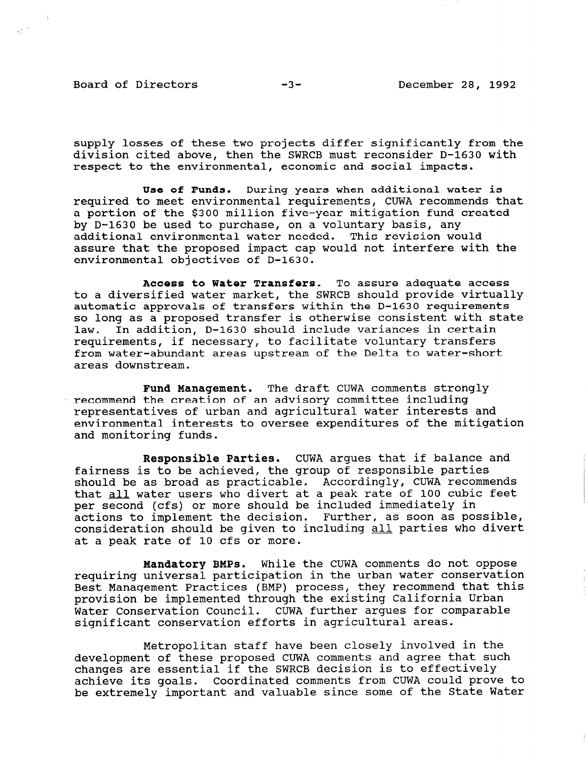supply losses of these two projects differ significantly from the division cited above, then the SWRCB must reconsider D-1630 with respect to the environmental, economic and social impacts.

**Use of Funds.** During years when additional water is required to meet environmental requirements, CUWA recommends that a portion of the $300 million five-year mitigation fund created by D-1630 be used to purchase, on a voluntary basis, any additional environmental water needed. This revision would assure that the proposed impact cap would not interfere with the environmental objectives of D-1630.

**Access to Water Transfers.** To assure adequate access to a diversified water market, the SWRCB should provide virtually automatic approvals of transfers within the D-1630 requirements so long as a proposed transfer is otherwise consistent with state law. In addition, D-1630 should include variances in certain requirements, if necessary, to facilitate voluntary transfers from water-abundant areas upstream of the Delta to water-short areas downstream.

**Fund Management.** The draft CUWA comments strongly recommend the creation of an advisory committee including representatives of urban and agricultural water interests and environmental interests to oversee expenditures of the mitigation and monitoring funds.

**Responsible Parties.** CUWA argues that if balance and fairness is to be achieved, the group of responsible parties should be as broad as practicable. Accordingly, CUWA recommends that <u>all</u> water users who divert at a peak rate of 100 cubic feet per second (cfs) or more should be included immediately in actions to implement the decision. Further, as soon as possible, consideration should be given to including <u>all</u> parties who divert at a peak rate of 10 cfs or more.

**Mandatory BMPs.** While the CUWA comments do not oppose requiring universal participation in the urban water conservation Best Management Practices (BMP) process, they recommend that this provision be implemented through the existing California Urban Water Conservation Council. CUWA further argues for comparable significant conservation efforts in agricultural areas.

Metropolitan staff have been closely involved in the development of these proposed CUWA comments and agree that such changes are essential if the SWRCB decision is to effectively achieve its goals. Coordinated comments from CUWA could prove to be extremely important and valuable since some of the State Water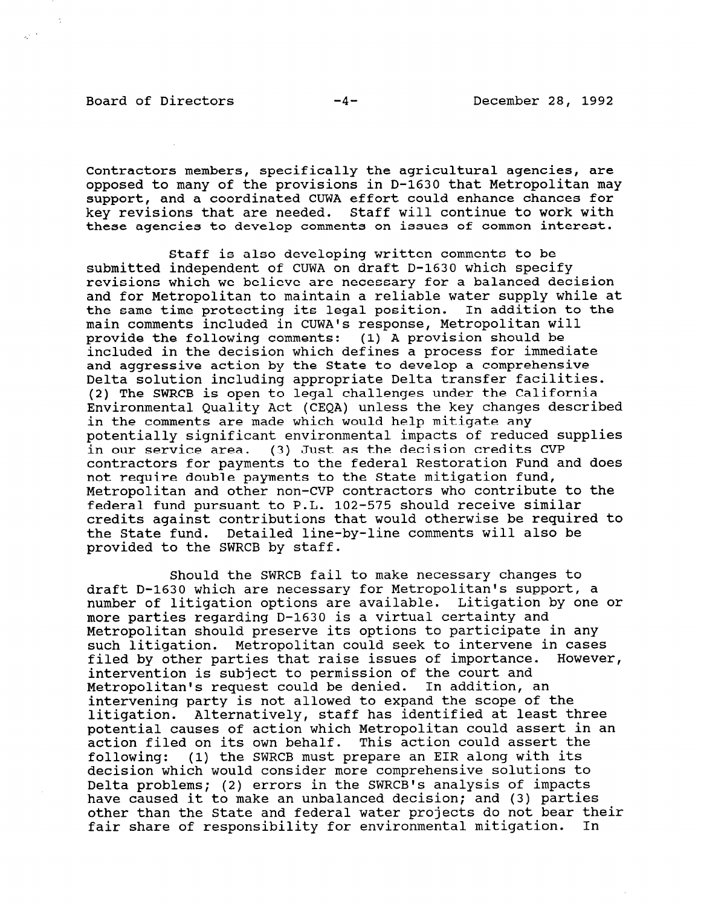contractors members, specifically the agricultural agencies, are opposed to many of the provisions in D-1630 that Metropolitan may support, and a coordinated CUWA effort could enhance chances for key revisions that are needed. Staff will continue to work with these agencies to develop comments on issues of common interest.

Staff is also developing written comments to be submitted independent of CUWA on draft D-1630 which specify revisions which we believe are necessary for a balanced decision and for Metropolitan to maintain a reliable water supply while at the same time protecting its legal position. In addition to the main comments included in CUWA's response, Metropolitan will provide the following comments: (1) A provision should be included in the decision which defines a process for immediate and aggressive action by the State to develop a comprehensive Delta solution including appropriate Delta transfer facilities. (2) The SWRCB is open to legal challenges under the California Environmental Quality Act (CEQA) unless the key changes described in the comments are made which would help mitigate any potentially significant environmental impacts of reduced supplies in our service area. (3) Just as the decision credits CVP contractors for payments to the federal Restoration Fund and does not require double payments to the State mitigation fund, Metropolitan and other non-CVP contractors who contribute to the federal fund pursuant to P.L. 102-575 should receive similar credits against contributions that would otherwise be required to the State fund. Detailed line-by-line comments will also be provided to the SWRCB by staff.

Should the SWRCB fail to make necessary changes to draft D-1630 which are necessary for Metropolitan's support, a number of litigation options are available. Litigation by one or more parties regarding D-1630 is a virtual certainty and Metropolitan should preserve its options to participate in any such litigation. Metropolitan could seek to intervene in cases filed by other parties that raise issues of importance. However, intervention is subject to permission of the court and Metropolitan's request could be denied. In addition, an intervening party is not allowed to expand the scope of the litigation. Alternatively, staff has identified at least three potential causes of action which Metropolitan could assert in an action filed on its own behalf. This action could assert the following: (1) the SWRCB must prepare an EIR along with its decision which would consider more comprehensive solutions to Delta problems; (2) errors in the SWRCB's analysis of impacts have caused it to make an unbalanced decision; and (3) parties other than the State and federal water projects do not bear their fair share of responsibility for environmental mitigation. In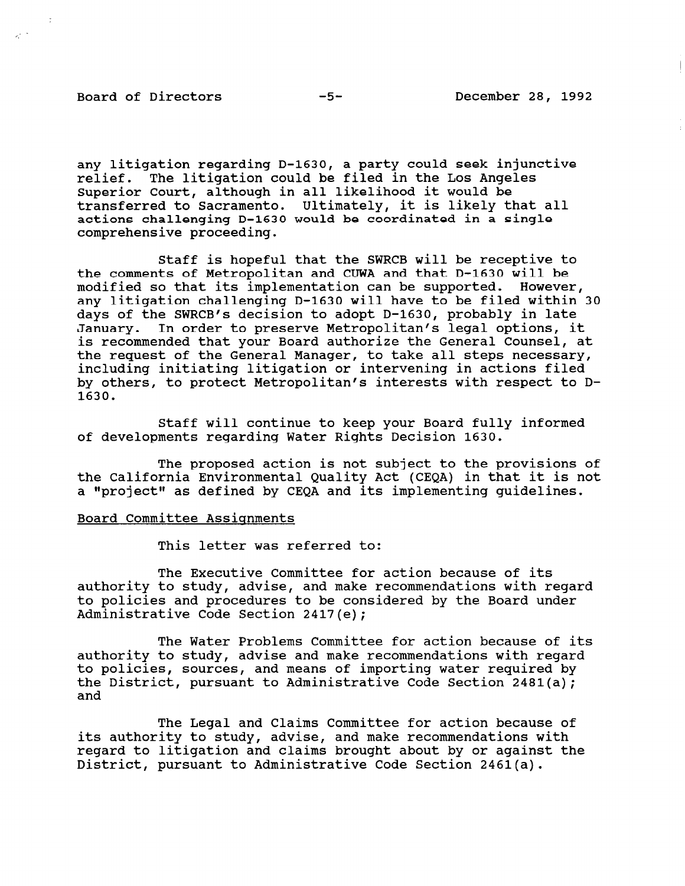any litigation regarding D-1630, a party could seek injunctive relief. The litigation could be filed in the Los Angeles Superior Court, although in all likelihood it would be transferred to Sacramento. Ultimately, it is likely that all actions challenging D-1630 would be coordinated in a single comprehensive proceeding.

Staff is hopeful that the SWRCB will be receptive to the comments of Metropolitan and CUWA and that D-1630 will be modified so that its implementation can be supported. However, any litigation challenging D-1630 will have to be filed within 30 days of the SWRCB's decision to adopt D-1630, probably in late January. In order to preserve Metropolitan's legal options, it is recommended that your Board authorize the General Counsel, at the request of the General Manager, to take all steps necessary, including initiating litigation or intervening in actions filed by others, to protect Metropolitan's interests with respect to D-1630.

Staff will continue to keep your Board fully informed of developments regarding Water Rights Decision 1630.

The proposed action is not subject to the provisions of the California Environmental Quality Act (CEQA) in that it is not a "project" as defined by CEQA and its implementing guidelines.

Board Committee Assignments

This letter was referred to:

The Executive Committee for action because of its authority to study, advise, and make recommendations with regard to policies and procedures to be considered by the Board under Administrative Code Section 2417(e);

The Water Problems Committee for action because of its authority to study, advise and make recommendations with regard to policies, sources, and means of importing water required by the District, pursuant to Administrative Code Section 2481(a); and

The Legal and Claims Committee for action because of its authority to study, advise, and make recommendations with regard to litigation and claims brought about by or against the District, pursuant to Administrative Code Section 2461(a).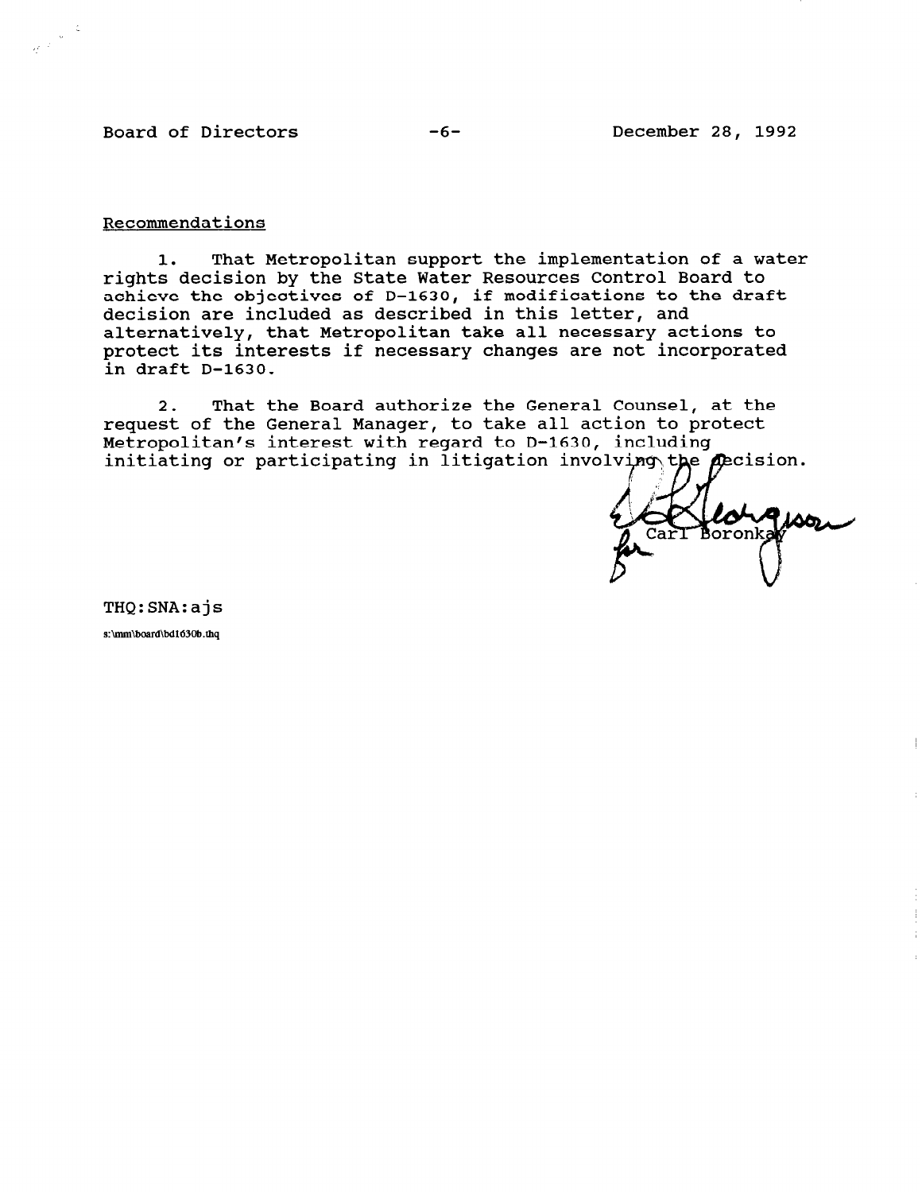Recommendations

1. That Metropolitan support the implementation of a water rights decision by the State Water Resources Control Board to achieve the objectives of D-1630, if modifications to the draft decision are included as described in this letter, and alternatively, that Metropolitan take all necessary actions to protect its interests if necessary changes are not incorporated in draft D-1630.

2. That the Board authorize the General Counsel, at the request of the General Manager, to take all action to protect Metropolitan's interest with regard to D-1630, including initiating or participating in litigation involving the decision.

for Carl Boronkay

THQ:SNA:ajs

s:\mm\board\bd1630b.thq